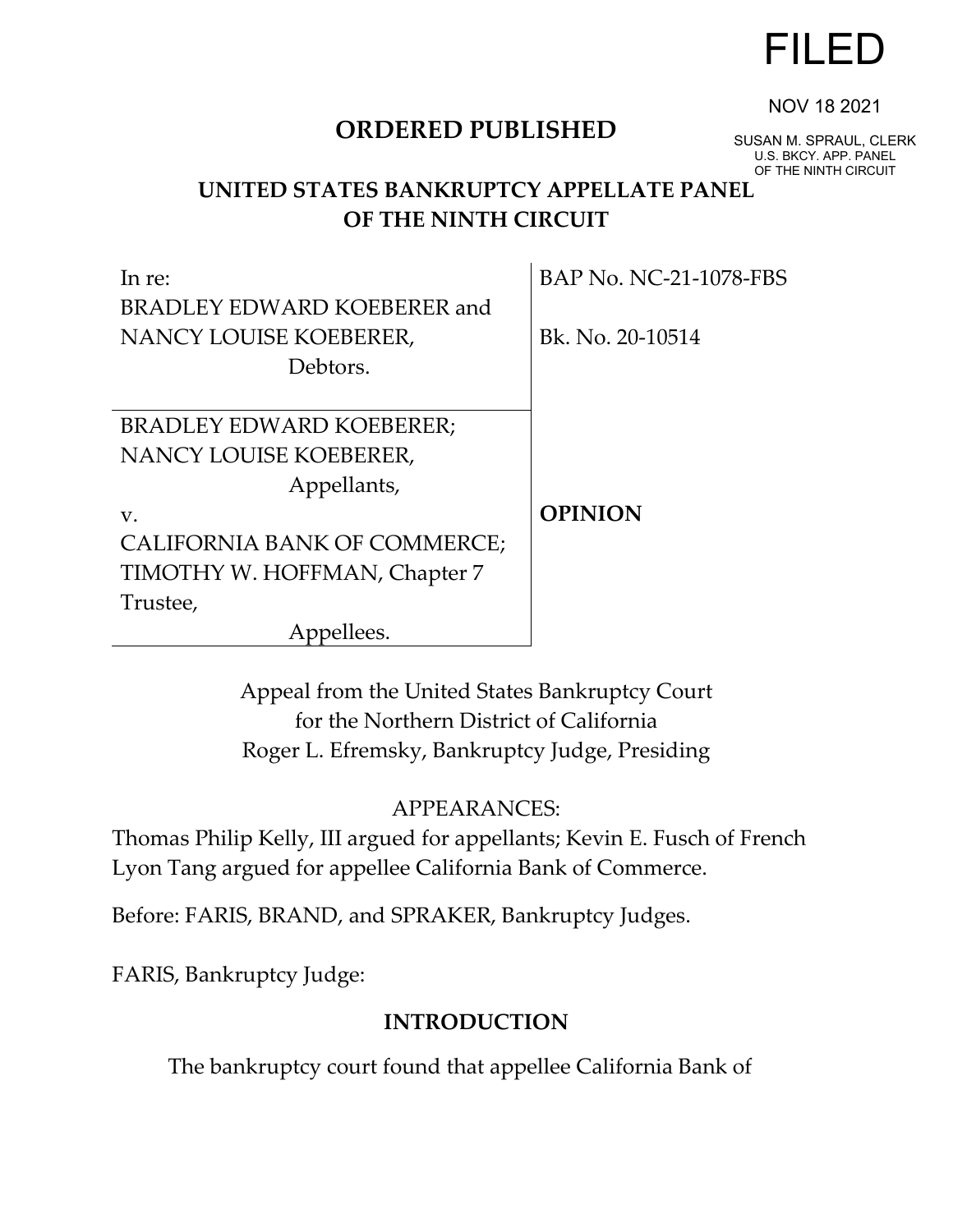FILED

NOV 18 2021

SUSAN M. SPRAUL, CLERK
U.S. BKCY. APP. PANEL
OF THE NINTH CIRCUIT

**ORDERED PUBLISHED**

**UNITED STATES BANKRUPTCY APPELLATE PANEL OF THE NINTH CIRCUIT**

| | |
|---|---|
| In re:<br>BRADLEY EDWARD KOEBERER and NANCY LOUISE KOEBERER,<br>Debtors. | BAP No. NC-21-1078-FBS<br><br>Bk. No. 20-10514 |
| BRADLEY EDWARD KOEBERER; NANCY LOUISE KOEBERER,<br>Appellants,<br>v.<br>CALIFORNIA BANK OF COMMERCE; TIMOTHY W. HOFFMAN, Chapter 7 Trustee,<br>Appellees. | **OPINION** |

Appeal from the United States Bankruptcy Court
for the Northern District of California
Roger L. Efremsky, Bankruptcy Judge, Presiding

APPEARANCES:

Thomas Philip Kelly, III argued for appellants; Kevin E. Fusch of French Lyon Tang argued for appellee California Bank of Commerce.

Before: FARIS, BRAND, and SPRAKER, Bankruptcy Judges.

FARIS, Bankruptcy Judge:

## INTRODUCTION

The bankruptcy court found that appellee California Bank of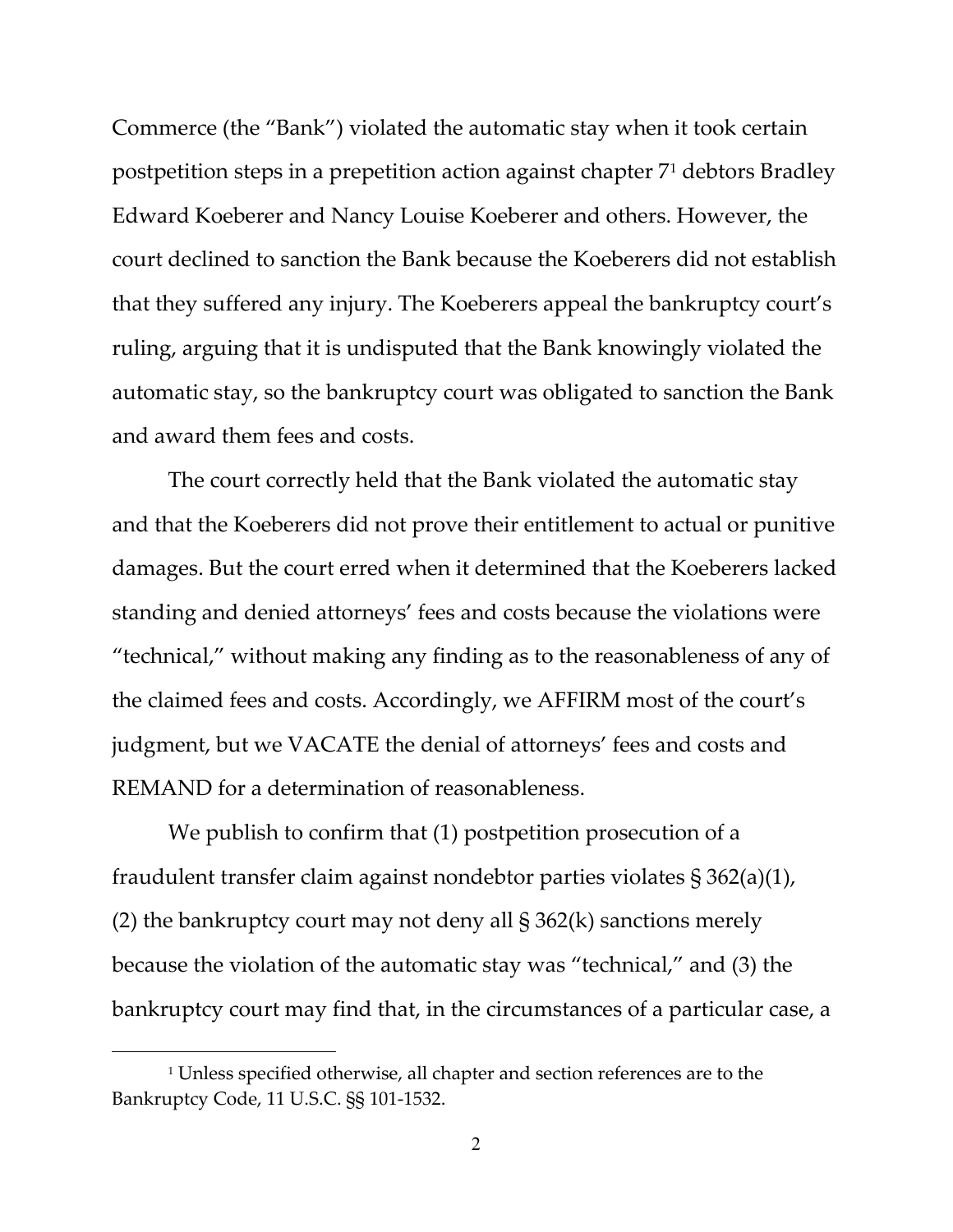Commerce (the "Bank") violated the automatic stay when it took certain postpetition steps in a prepetition action against chapter 7[1] debtors Bradley Edward Koeberer and Nancy Louise Koeberer and others. However, the court declined to sanction the Bank because the Koeberers did not establish that they suffered any injury. The Koeberers appeal the bankruptcy court's ruling, arguing that it is undisputed that the Bank knowingly violated the automatic stay, so the bankruptcy court was obligated to sanction the Bank and award them fees and costs.

The court correctly held that the Bank violated the automatic stay and that the Koeberers did not prove their entitlement to actual or punitive damages. But the court erred when it determined that the Koeberers lacked standing and denied attorneys' fees and costs because the violations were "technical," without making any finding as to the reasonableness of any of the claimed fees and costs. Accordingly, we AFFIRM most of the court's judgment, but we VACATE the denial of attorneys' fees and costs and REMAND for a determination of reasonableness.

We publish to confirm that (1) postpetition prosecution of a fraudulent transfer claim against nondebtor parties violates § 362(a)(1), (2) the bankruptcy court may not deny all § 362(k) sanctions merely because the violation of the automatic stay was "technical," and (3) the bankruptcy court may find that, in the circumstances of a particular case, a

[1] Unless specified otherwise, all chapter and section references are to the Bankruptcy Code, 11 U.S.C. §§ 101-1532.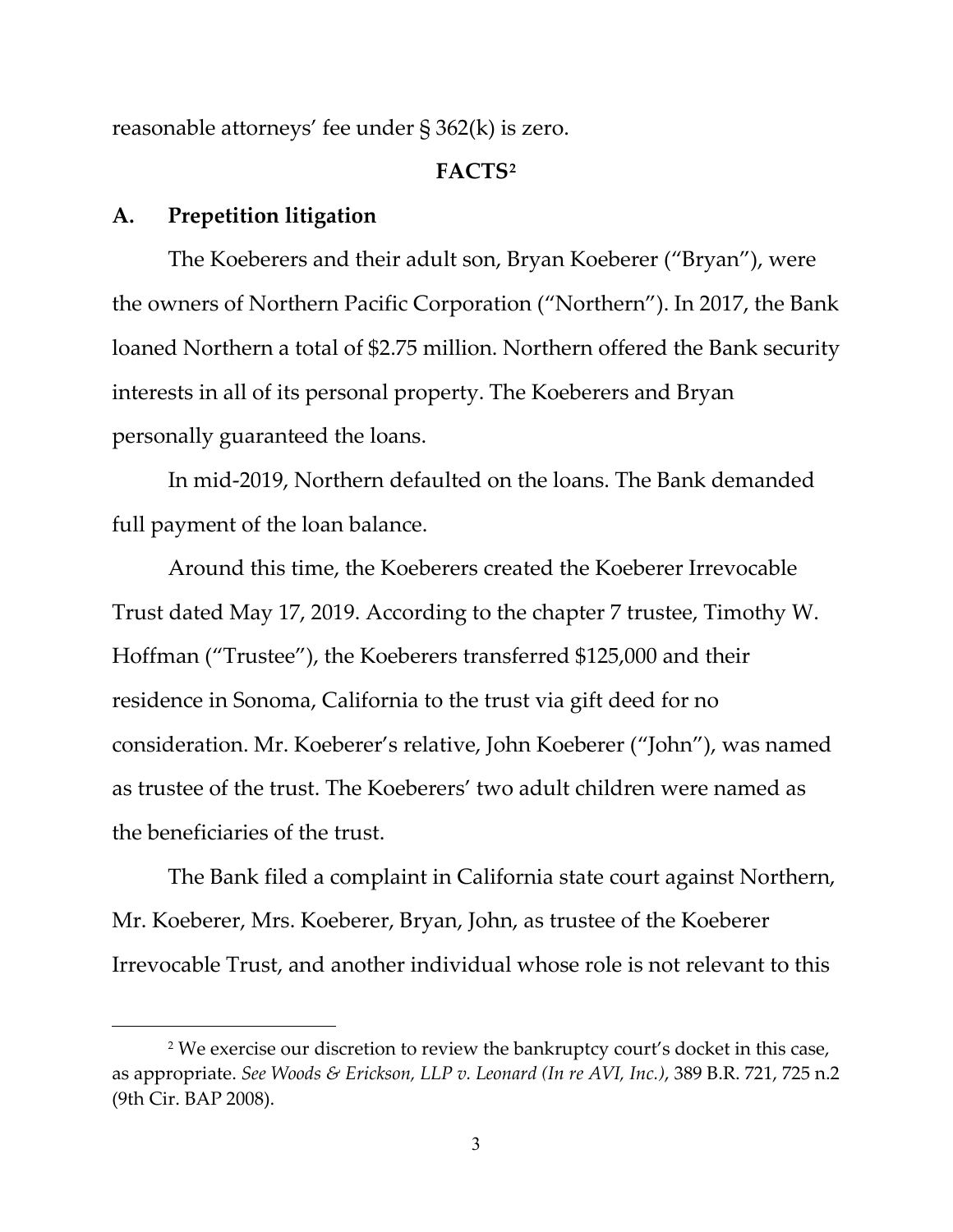reasonable attorneys' fee under § 362(k) is zero.

## FACTS[2]

### A. Prepetition litigation

The Koeberers and their adult son, Bryan Koeberer ("Bryan"), were the owners of Northern Pacific Corporation ("Northern"). In 2017, the Bank loaned Northern a total of $2.75 million. Northern offered the Bank security interests in all of its personal property. The Koeberers and Bryan personally guaranteed the loans.

In mid-2019, Northern defaulted on the loans. The Bank demanded full payment of the loan balance.

Around this time, the Koeberers created the Koeberer Irrevocable Trust dated May 17, 2019. According to the chapter 7 trustee, Timothy W. Hoffman ("Trustee"), the Koeberers transferred $125,000 and their residence in Sonoma, California to the trust via gift deed for no consideration. Mr. Koeberer's relative, John Koeberer ("John"), was named as trustee of the trust. The Koeberers' two adult children were named as the beneficiaries of the trust.

The Bank filed a complaint in California state court against Northern, Mr. Koeberer, Mrs. Koeberer, Bryan, John, as trustee of the Koeberer Irrevocable Trust, and another individual whose role is not relevant to this

---

[2] We exercise our discretion to review the bankruptcy court's docket in this case, as appropriate. *See Woods & Erickson, LLP v. Leonard (In re AVI, Inc.)*, 389 B.R. 721, 725 n.2 (9th Cir. BAP 2008).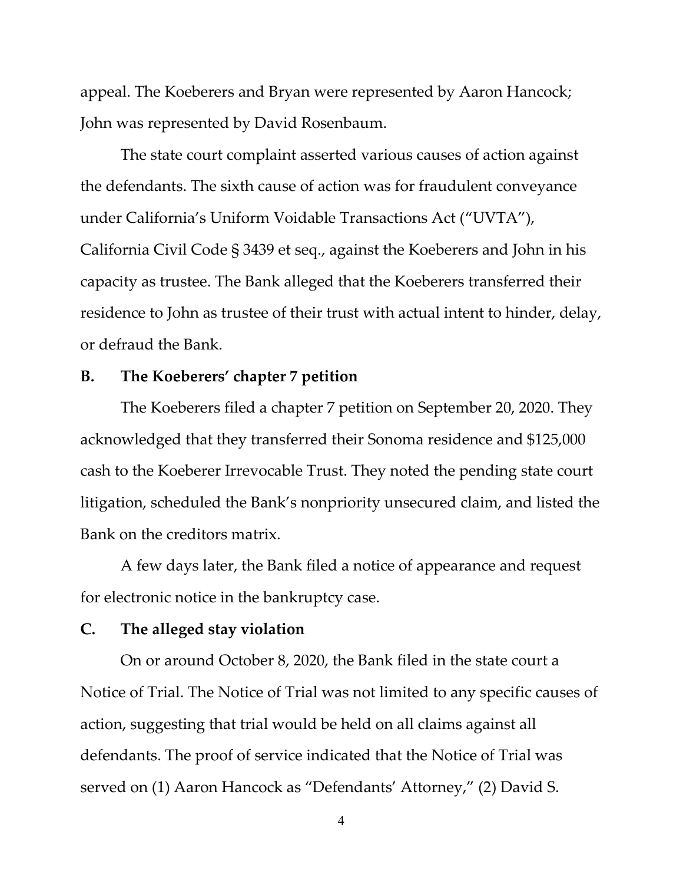appeal. The Koeberers and Bryan were represented by Aaron Hancock; John was represented by David Rosenbaum.

The state court complaint asserted various causes of action against the defendants. The sixth cause of action was for fraudulent conveyance under California's Uniform Voidable Transactions Act ("UVTA"), California Civil Code § 3439 et seq., against the Koeberers and John in his capacity as trustee. The Bank alleged that the Koeberers transferred their residence to John as trustee of their trust with actual intent to hinder, delay, or defraud the Bank.

## B. The Koeberers' chapter 7 petition

The Koeberers filed a chapter 7 petition on September 20, 2020. They acknowledged that they transferred their Sonoma residence and $125,000 cash to the Koeberer Irrevocable Trust. They noted the pending state court litigation, scheduled the Bank's nonpriority unsecured claim, and listed the Bank on the creditors matrix.

A few days later, the Bank filed a notice of appearance and request for electronic notice in the bankruptcy case.

## C. The alleged stay violation

On or around October 8, 2020, the Bank filed in the state court a Notice of Trial. The Notice of Trial was not limited to any specific causes of action, suggesting that trial would be held on all claims against all defendants. The proof of service indicated that the Notice of Trial was served on (1) Aaron Hancock as "Defendants' Attorney," (2) David S.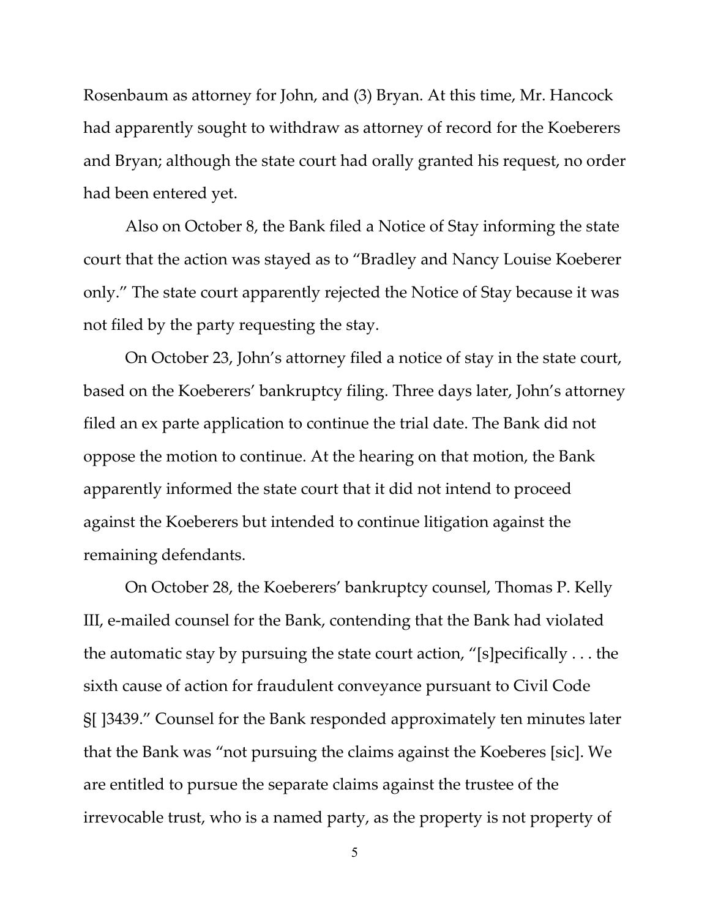Rosenbaum as attorney for John, and (3) Bryan. At this time, Mr. Hancock had apparently sought to withdraw as attorney of record for the Koeberers and Bryan; although the state court had orally granted his request, no order had been entered yet.

Also on October 8, the Bank filed a Notice of Stay informing the state court that the action was stayed as to "Bradley and Nancy Louise Koeberer only." The state court apparently rejected the Notice of Stay because it was not filed by the party requesting the stay.

On October 23, John's attorney filed a notice of stay in the state court, based on the Koeberers' bankruptcy filing. Three days later, John's attorney filed an ex parte application to continue the trial date. The Bank did not oppose the motion to continue. At the hearing on that motion, the Bank apparently informed the state court that it did not intend to proceed against the Koeberers but intended to continue litigation against the remaining defendants.

On October 28, the Koeberers' bankruptcy counsel, Thomas P. Kelly III, e-mailed counsel for the Bank, contending that the Bank had violated the automatic stay by pursuing the state court action, "[s]pecifically . . . the sixth cause of action for fraudulent conveyance pursuant to Civil Code §[ ]3439." Counsel for the Bank responded approximately ten minutes later that the Bank was "not pursuing the claims against the Koeberes [sic]. We are entitled to pursue the separate claims against the trustee of the irrevocable trust, who is a named party, as the property is not property of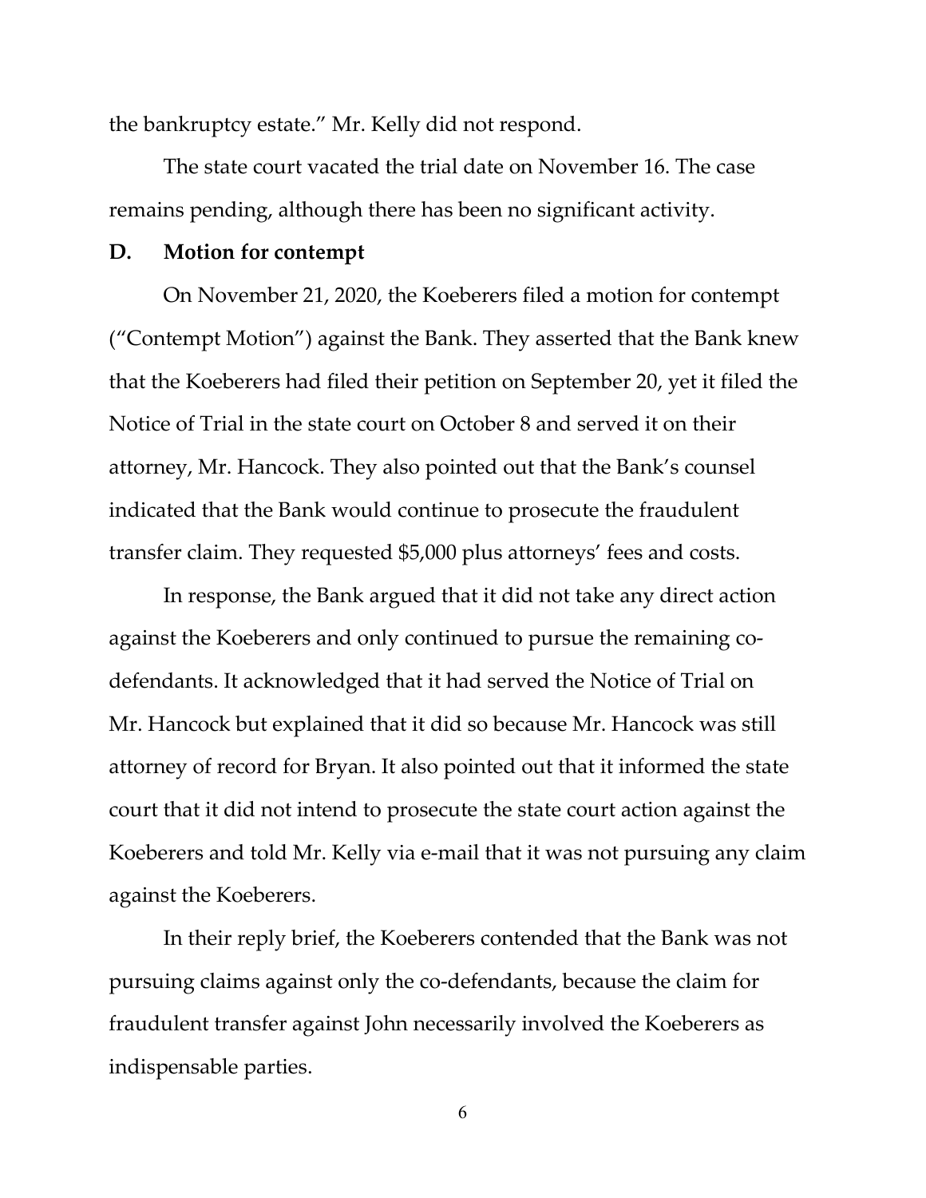the bankruptcy estate." Mr. Kelly did not respond.

The state court vacated the trial date on November 16. The case remains pending, although there has been no significant activity.

### D. Motion for contempt

On November 21, 2020, the Koeberers filed a motion for contempt ("Contempt Motion") against the Bank. They asserted that the Bank knew that the Koeberers had filed their petition on September 20, yet it filed the Notice of Trial in the state court on October 8 and served it on their attorney, Mr. Hancock. They also pointed out that the Bank's counsel indicated that the Bank would continue to prosecute the fraudulent transfer claim. They requested $5,000 plus attorneys' fees and costs.

In response, the Bank argued that it did not take any direct action against the Koeberers and only continued to pursue the remaining co-defendants. It acknowledged that it had served the Notice of Trial on Mr. Hancock but explained that it did so because Mr. Hancock was still attorney of record for Bryan. It also pointed out that it informed the state court that it did not intend to prosecute the state court action against the Koeberers and told Mr. Kelly via e-mail that it was not pursuing any claim against the Koeberers.

In their reply brief, the Koeberers contended that the Bank was not pursuing claims against only the co-defendants, because the claim for fraudulent transfer against John necessarily involved the Koeberers as indispensable parties.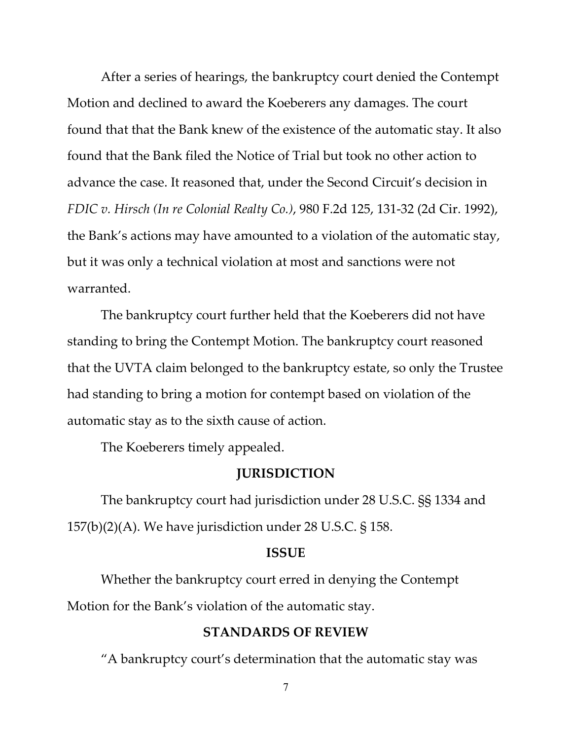After a series of hearings, the bankruptcy court denied the Contempt Motion and declined to award the Koeberers any damages. The court found that that the Bank knew of the existence of the automatic stay. It also found that the Bank filed the Notice of Trial but took no other action to advance the case. It reasoned that, under the Second Circuit's decision in *FDIC v. Hirsch (In re Colonial Realty Co.)*, 980 F.2d 125, 131-32 (2d Cir. 1992), the Bank's actions may have amounted to a violation of the automatic stay, but it was only a technical violation at most and sanctions were not warranted.

The bankruptcy court further held that the Koeberers did not have standing to bring the Contempt Motion. The bankruptcy court reasoned that the UVTA claim belonged to the bankruptcy estate, so only the Trustee had standing to bring a motion for contempt based on violation of the automatic stay as to the sixth cause of action.

The Koeberers timely appealed.

## JURISDICTION

The bankruptcy court had jurisdiction under 28 U.S.C. §§ 1334 and 157(b)(2)(A). We have jurisdiction under 28 U.S.C. § 158.

## ISSUE

Whether the bankruptcy court erred in denying the Contempt Motion for the Bank's violation of the automatic stay.

## STANDARDS OF REVIEW

"A bankruptcy court's determination that the automatic stay was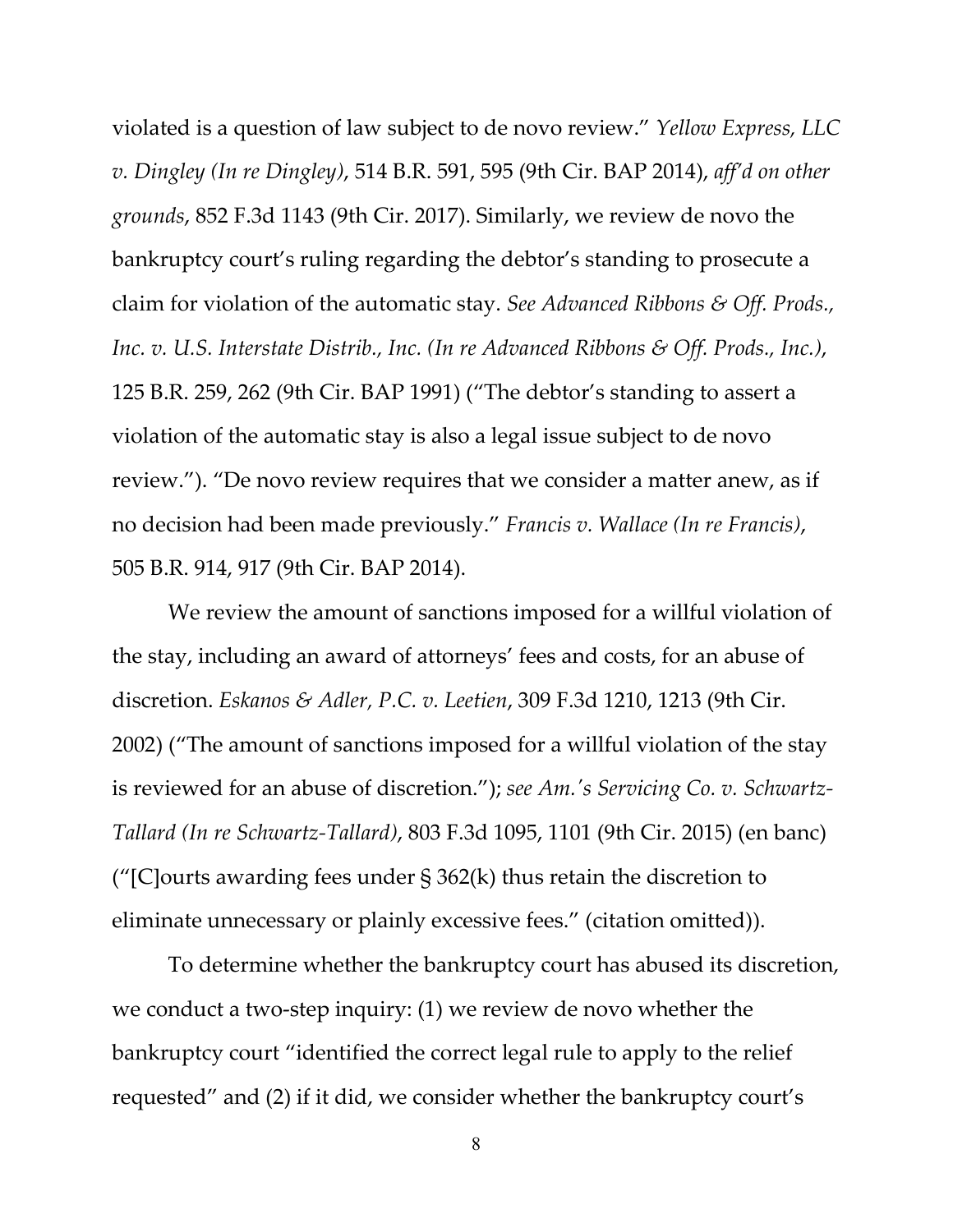violated is a question of law subject to de novo review." *Yellow Express, LLC v. Dingley (In re Dingley)*, 514 B.R. 591, 595 (9th Cir. BAP 2014), *aff'd on other grounds*, 852 F.3d 1143 (9th Cir. 2017). Similarly, we review de novo the bankruptcy court's ruling regarding the debtor's standing to prosecute a claim for violation of the automatic stay. *See Advanced Ribbons & Off. Prods., Inc. v. U.S. Interstate Distrib., Inc. (In re Advanced Ribbons & Off. Prods., Inc.)*, 125 B.R. 259, 262 (9th Cir. BAP 1991) ("The debtor's standing to assert a violation of the automatic stay is also a legal issue subject to de novo review."). "De novo review requires that we consider a matter anew, as if no decision had been made previously." *Francis v. Wallace (In re Francis)*, 505 B.R. 914, 917 (9th Cir. BAP 2014).

We review the amount of sanctions imposed for a willful violation of the stay, including an award of attorneys' fees and costs, for an abuse of discretion. *Eskanos & Adler, P.C. v. Leetien*, 309 F.3d 1210, 1213 (9th Cir. 2002) ("The amount of sanctions imposed for a willful violation of the stay is reviewed for an abuse of discretion."); *see Am.'s Servicing Co. v. Schwartz-Tallard (In re Schwartz-Tallard)*, 803 F.3d 1095, 1101 (9th Cir. 2015) (en banc) ("[C]ourts awarding fees under § 362(k) thus retain the discretion to eliminate unnecessary or plainly excessive fees." (citation omitted)).

To determine whether the bankruptcy court has abused its discretion, we conduct a two-step inquiry: (1) we review de novo whether the bankruptcy court "identified the correct legal rule to apply to the relief requested" and (2) if it did, we consider whether the bankruptcy court's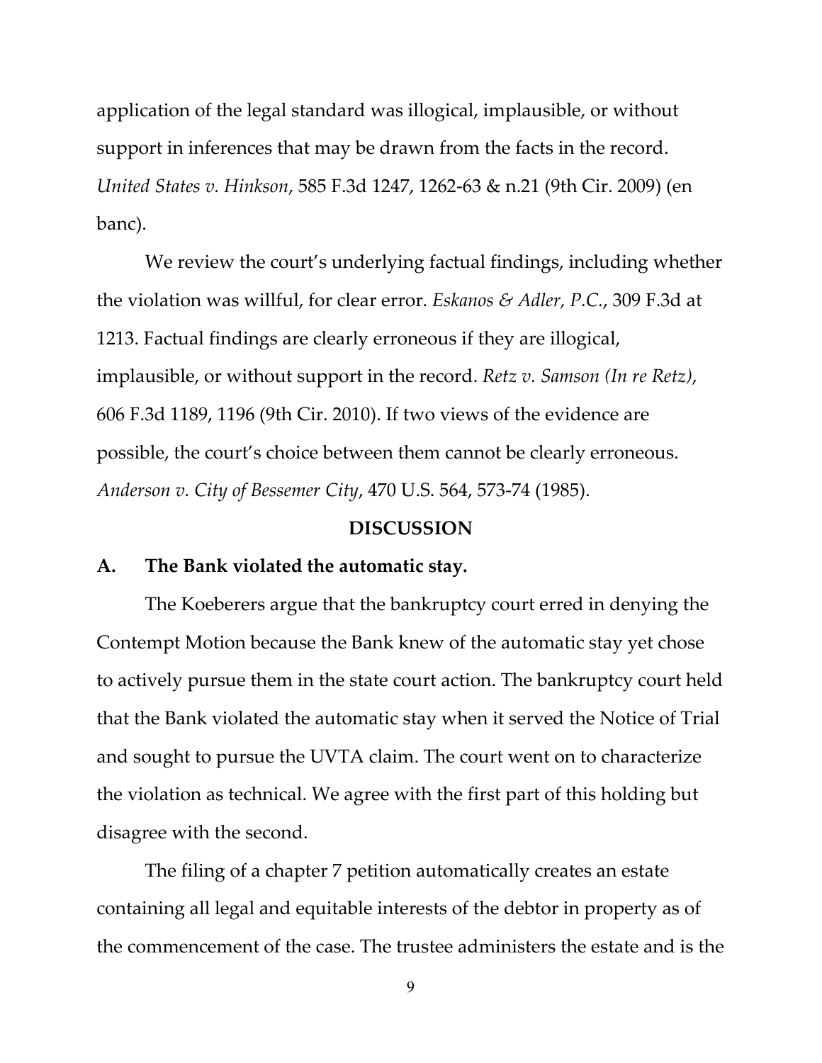application of the legal standard was illogical, implausible, or without support in inferences that may be drawn from the facts in the record. *United States v. Hinkson*, 585 F.3d 1247, 1262-63 & n.21 (9th Cir. 2009) (en banc).

We review the court's underlying factual findings, including whether the violation was willful, for clear error. *Eskanos & Adler, P.C.*, 309 F.3d at 1213. Factual findings are clearly erroneous if they are illogical, implausible, or without support in the record. *Retz v. Samson (In re Retz)*, 606 F.3d 1189, 1196 (9th Cir. 2010). If two views of the evidence are possible, the court's choice between them cannot be clearly erroneous. *Anderson v. City of Bessemer City*, 470 U.S. 564, 573-74 (1985).

## DISCUSSION

### A. The Bank violated the automatic stay.

The Koeberers argue that the bankruptcy court erred in denying the Contempt Motion because the Bank knew of the automatic stay yet chose to actively pursue them in the state court action. The bankruptcy court held that the Bank violated the automatic stay when it served the Notice of Trial and sought to pursue the UVTA claim. The court went on to characterize the violation as technical. We agree with the first part of this holding but disagree with the second.

The filing of a chapter 7 petition automatically creates an estate containing all legal and equitable interests of the debtor in property as of the commencement of the case. The trustee administers the estate and is the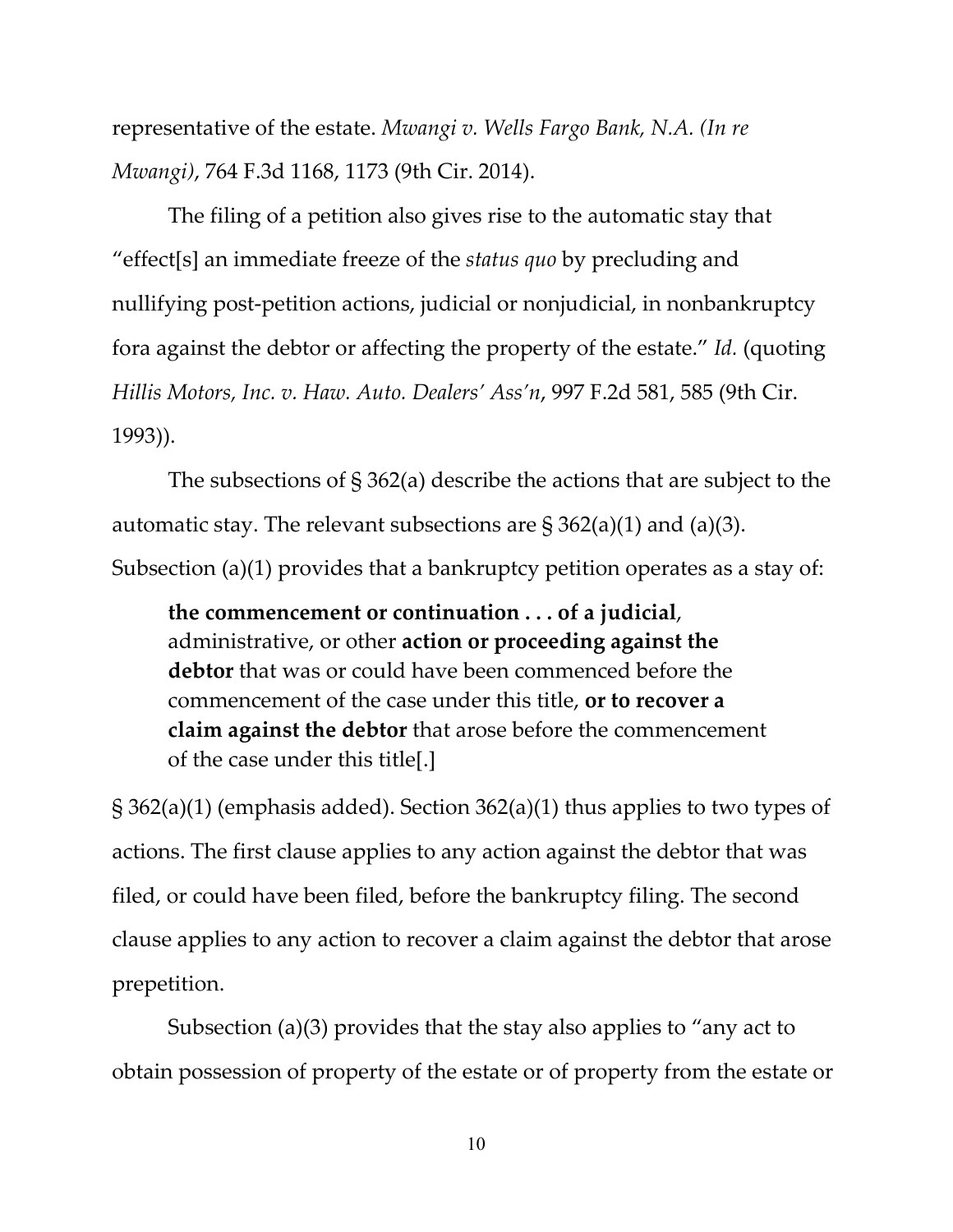representative of the estate. *Mwangi v. Wells Fargo Bank, N.A. (In re Mwangi)*, 764 F.3d 1168, 1173 (9th Cir. 2014).

The filing of a petition also gives rise to the automatic stay that "effect[s] an immediate freeze of the *status quo* by precluding and nullifying post-petition actions, judicial or nonjudicial, in nonbankruptcy fora against the debtor or affecting the property of the estate." *Id.* (quoting *Hillis Motors, Inc. v. Haw. Auto. Dealers' Ass'n*, 997 F.2d 581, 585 (9th Cir. 1993)).

The subsections of § 362(a) describe the actions that are subject to the automatic stay. The relevant subsections are § 362(a)(1) and (a)(3). Subsection (a)(1) provides that a bankruptcy petition operates as a stay of:

> **the commencement or continuation . . . of a judicial**, administrative, or other **action or proceeding against the debtor** that was or could have been commenced before the commencement of the case under this title, **or to recover a claim against the debtor** that arose before the commencement of the case under this title[.]

§ 362(a)(1) (emphasis added). Section 362(a)(1) thus applies to two types of actions. The first clause applies to any action against the debtor that was filed, or could have been filed, before the bankruptcy filing. The second clause applies to any action to recover a claim against the debtor that arose prepetition.

Subsection (a)(3) provides that the stay also applies to "any act to obtain possession of property of the estate or of property from the estate or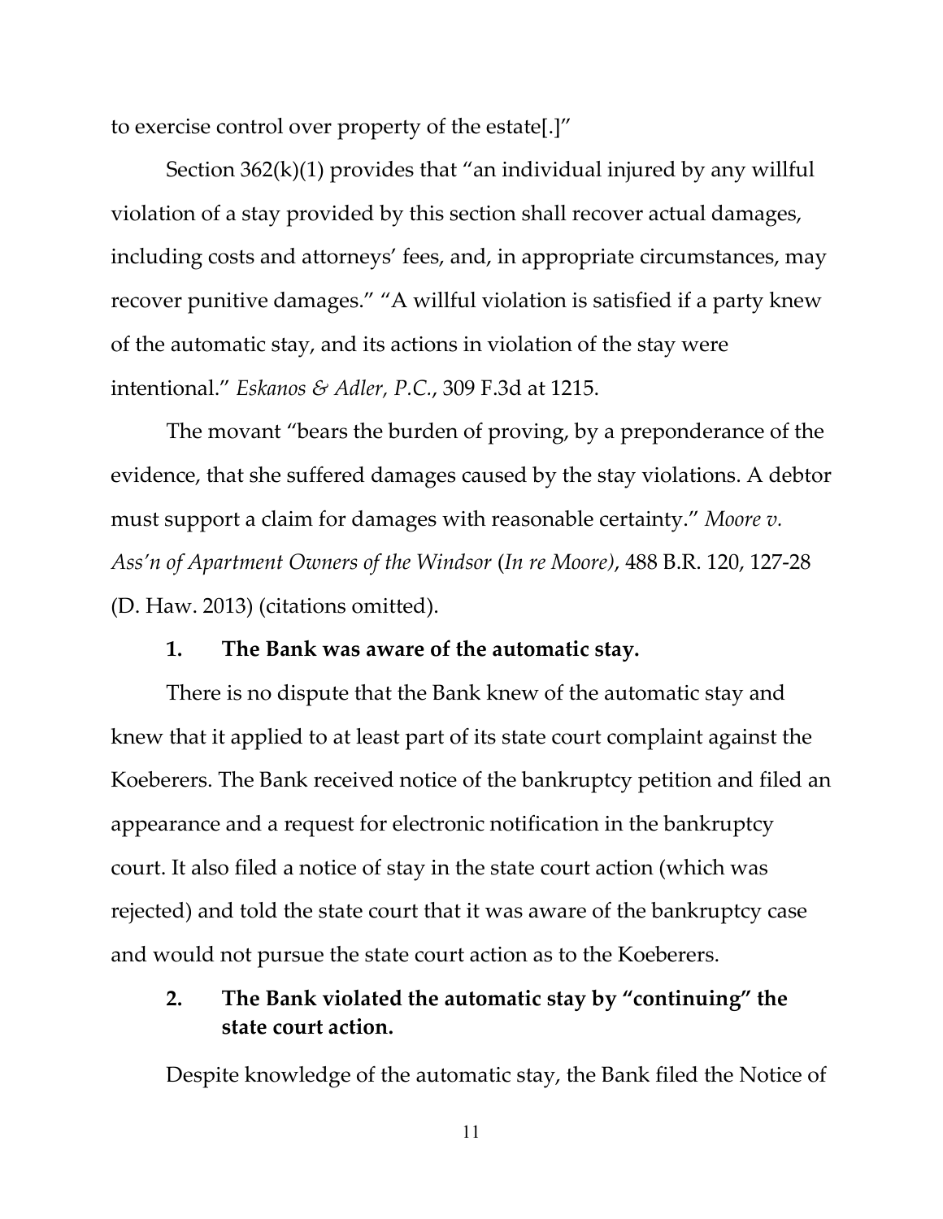to exercise control over property of the estate[.]"

Section 362(k)(1) provides that "an individual injured by any willful violation of a stay provided by this section shall recover actual damages, including costs and attorneys' fees, and, in appropriate circumstances, may recover punitive damages." "A willful violation is satisfied if a party knew of the automatic stay, and its actions in violation of the stay were intentional." *Eskanos & Adler, P.C.*, 309 F.3d at 1215.

The movant "bears the burden of proving, by a preponderance of the evidence, that she suffered damages caused by the stay violations. A debtor must support a claim for damages with reasonable certainty." *Moore v. Ass'n of Apartment Owners of the Windsor* (*In re Moore)*, 488 B.R. 120, 127-28 (D. Haw. 2013) (citations omitted).

### 1. The Bank was aware of the automatic stay.

There is no dispute that the Bank knew of the automatic stay and knew that it applied to at least part of its state court complaint against the Koeberers. The Bank received notice of the bankruptcy petition and filed an appearance and a request for electronic notification in the bankruptcy court. It also filed a notice of stay in the state court action (which was rejected) and told the state court that it was aware of the bankruptcy case and would not pursue the state court action as to the Koeberers.

### 2. The Bank violated the automatic stay by "continuing" the state court action.

Despite knowledge of the automatic stay, the Bank filed the Notice of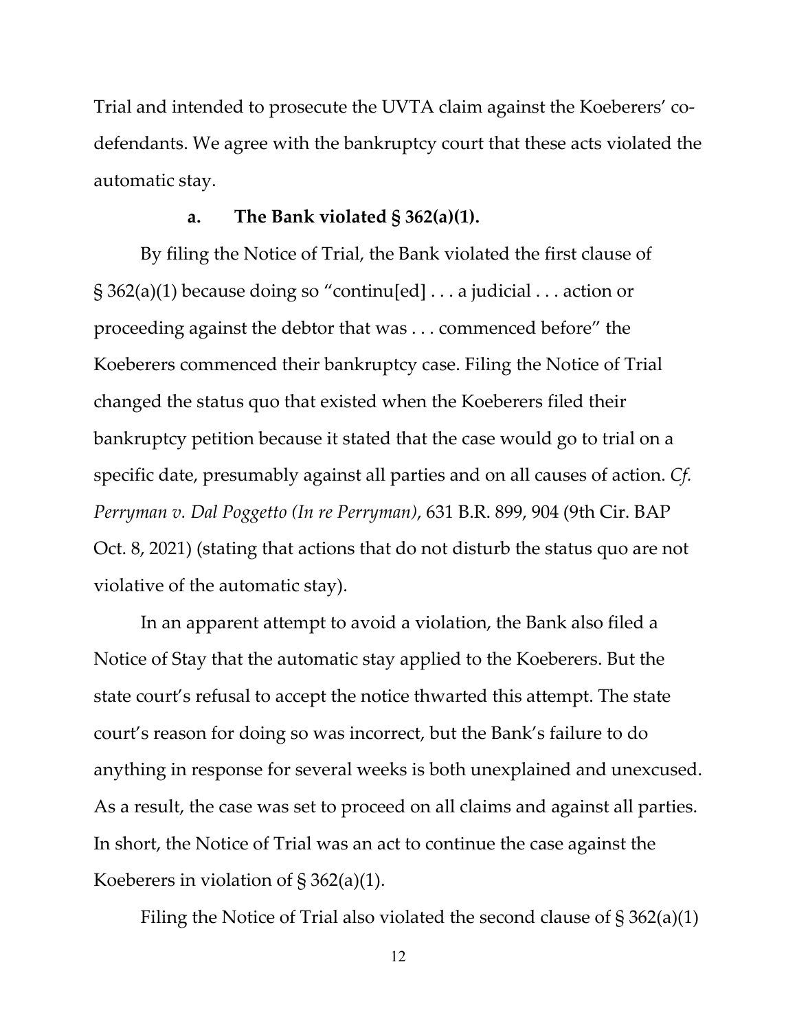Trial and intended to prosecute the UVTA claim against the Koeberers' co-defendants. We agree with the bankruptcy court that these acts violated the automatic stay.

#### a. The Bank violated § 362(a)(1).

By filing the Notice of Trial, the Bank violated the first clause of § 362(a)(1) because doing so "continu[ed] . . . a judicial . . . action or proceeding against the debtor that was . . . commenced before" the Koeberers commenced their bankruptcy case. Filing the Notice of Trial changed the status quo that existed when the Koeberers filed their bankruptcy petition because it stated that the case would go to trial on a specific date, presumably against all parties and on all causes of action. *Cf. Perryman v. Dal Poggetto (In re Perryman)*, 631 B.R. 899, 904 (9th Cir. BAP Oct. 8, 2021) (stating that actions that do not disturb the status quo are not violative of the automatic stay).

In an apparent attempt to avoid a violation, the Bank also filed a Notice of Stay that the automatic stay applied to the Koeberers. But the state court's refusal to accept the notice thwarted this attempt. The state court's reason for doing so was incorrect, but the Bank's failure to do anything in response for several weeks is both unexplained and unexcused. As a result, the case was set to proceed on all claims and against all parties. In short, the Notice of Trial was an act to continue the case against the Koeberers in violation of § 362(a)(1).

Filing the Notice of Trial also violated the second clause of § 362(a)(1)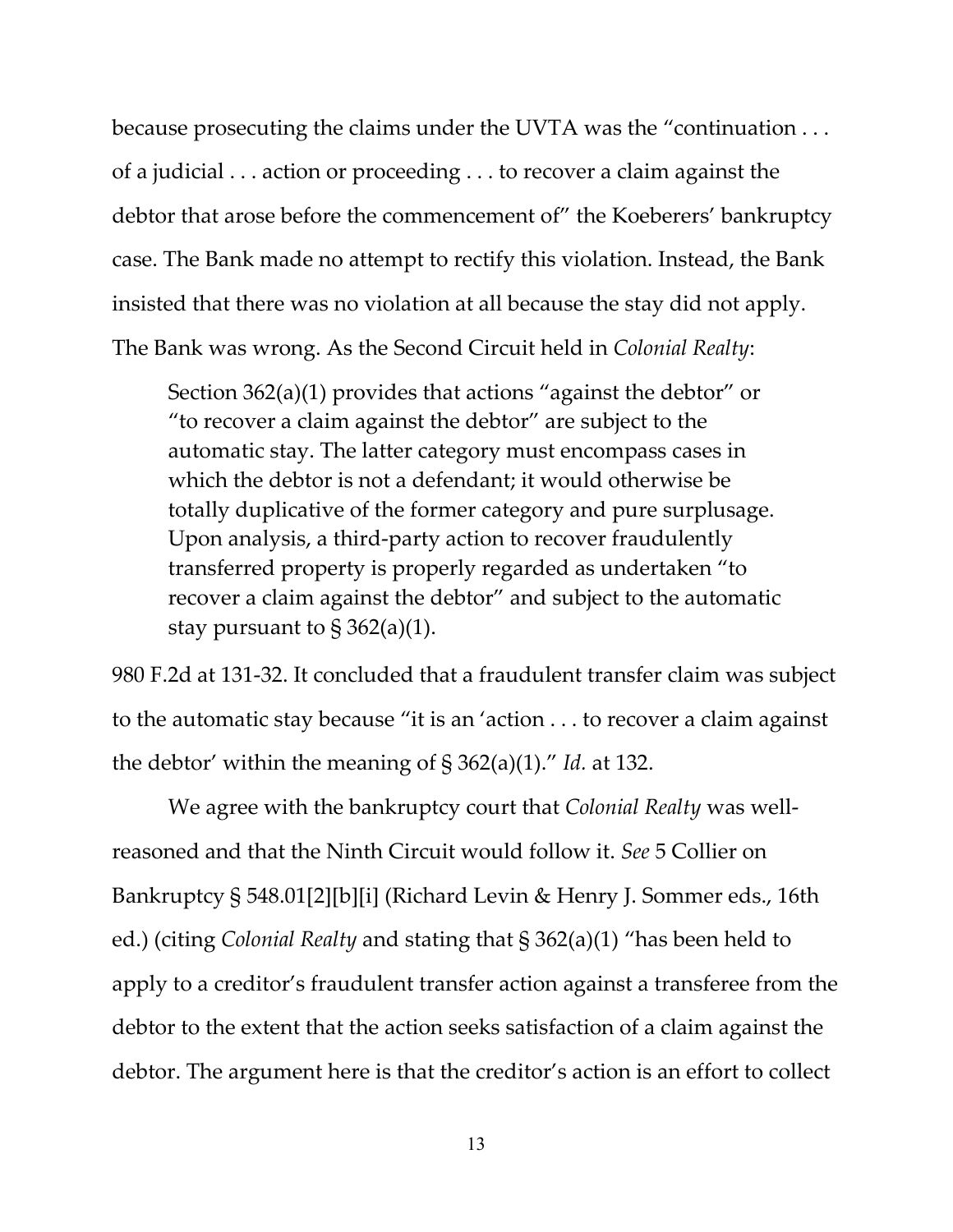because prosecuting the claims under the UVTA was the "continuation . . . of a judicial . . . action or proceeding . . . to recover a claim against the debtor that arose before the commencement of" the Koeberers' bankruptcy case. The Bank made no attempt to rectify this violation. Instead, the Bank insisted that there was no violation at all because the stay did not apply. The Bank was wrong. As the Second Circuit held in *Colonial Realty*:

> Section 362(a)(1) provides that actions "against the debtor" or "to recover a claim against the debtor" are subject to the automatic stay. The latter category must encompass cases in which the debtor is not a defendant; it would otherwise be totally duplicative of the former category and pure surplusage. Upon analysis, a third-party action to recover fraudulently transferred property is properly regarded as undertaken "to recover a claim against the debtor" and subject to the automatic stay pursuant to § 362(a)(1).

980 F.2d at 131-32. It concluded that a fraudulent transfer claim was subject to the automatic stay because "it is an 'action . . . to recover a claim against the debtor' within the meaning of § 362(a)(1)." *Id.* at 132.

We agree with the bankruptcy court that *Colonial Realty* was well-reasoned and that the Ninth Circuit would follow it. *See* 5 Collier on Bankruptcy § 548.01[2][b][i] (Richard Levin & Henry J. Sommer eds., 16th ed.) (citing *Colonial Realty* and stating that § 362(a)(1) "has been held to apply to a creditor's fraudulent transfer action against a transferee from the debtor to the extent that the action seeks satisfaction of a claim against the debtor. The argument here is that the creditor's action is an effort to collect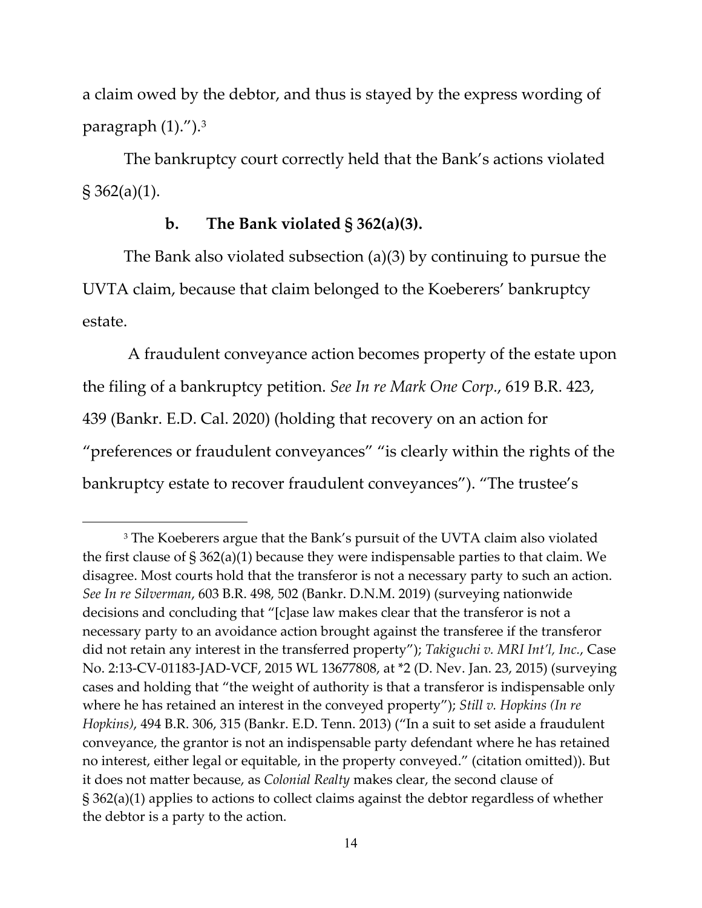a claim owed by the debtor, and thus is stayed by the express wording of paragraph (1).").[3]

The bankruptcy court correctly held that the Bank's actions violated § 362(a)(1).

**b. The Bank violated § 362(a)(3).**

The Bank also violated subsection (a)(3) by continuing to pursue the UVTA claim, because that claim belonged to the Koeberers' bankruptcy estate.

A fraudulent conveyance action becomes property of the estate upon the filing of a bankruptcy petition. *See In re Mark One Corp.*, 619 B.R. 423, 439 (Bankr. E.D. Cal. 2020) (holding that recovery on an action for "preferences or fraudulent conveyances" "is clearly within the rights of the bankruptcy estate to recover fraudulent conveyances"). "The trustee's

---

[3] The Koeberers argue that the Bank's pursuit of the UVTA claim also violated the first clause of § 362(a)(1) because they were indispensable parties to that claim. We disagree. Most courts hold that the transferor is not a necessary party to such an action. *See In re Silverman*, 603 B.R. 498, 502 (Bankr. D.N.M. 2019) (surveying nationwide decisions and concluding that "[c]ase law makes clear that the transferor is not a necessary party to an avoidance action brought against the transferee if the transferor did not retain any interest in the transferred property"); *Takiguchi v. MRI Int'l, Inc.*, Case No. 2:13-CV-01183-JAD-VCF, 2015 WL 13677808, at *2 (D. Nev. Jan. 23, 2015) (surveying cases and holding that "the weight of authority is that a transferor is indispensable only where he has retained an interest in the conveyed property"); *Still v. Hopkins (In re Hopkins)*, 494 B.R. 306, 315 (Bankr. E.D. Tenn. 2013) ("In a suit to set aside a fraudulent conveyance, the grantor is not an indispensable party defendant where he has retained no interest, either legal or equitable, in the property conveyed." (citation omitted)). But it does not matter because, as *Colonial Realty* makes clear, the second clause of § 362(a)(1) applies to actions to collect claims against the debtor regardless of whether the debtor is a party to the action.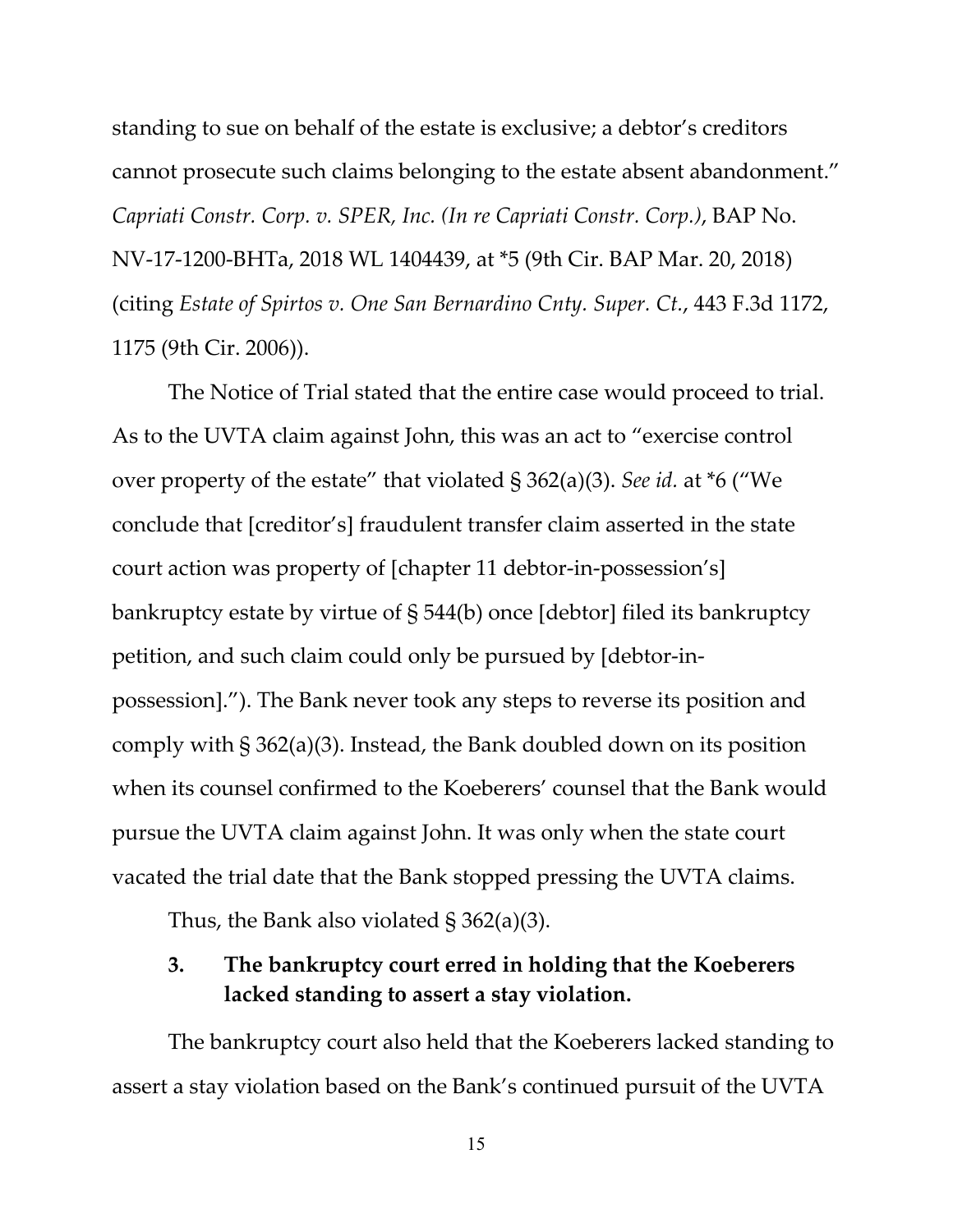standing to sue on behalf of the estate is exclusive; a debtor's creditors cannot prosecute such claims belonging to the estate absent abandonment." *Capriati Constr. Corp. v. SPER, Inc. (In re Capriati Constr. Corp.)*, BAP No. NV-17-1200-BHTa, 2018 WL 1404439, at *5 (9th Cir. BAP Mar. 20, 2018) (citing *Estate of Spirtos v. One San Bernardino Cnty. Super. Ct.*, 443 F.3d 1172, 1175 (9th Cir. 2006)).

The Notice of Trial stated that the entire case would proceed to trial. As to the UVTA claim against John, this was an act to "exercise control over property of the estate" that violated § 362(a)(3). *See id.* at *6 ("We conclude that [creditor's] fraudulent transfer claim asserted in the state court action was property of [chapter 11 debtor-in-possession's] bankruptcy estate by virtue of § 544(b) once [debtor] filed its bankruptcy petition, and such claim could only be pursued by [debtor-in-possession]."). The Bank never took any steps to reverse its position and comply with § 362(a)(3). Instead, the Bank doubled down on its position when its counsel confirmed to the Koeberers' counsel that the Bank would pursue the UVTA claim against John. It was only when the state court vacated the trial date that the Bank stopped pressing the UVTA claims.

Thus, the Bank also violated § 362(a)(3).

### 3. The bankruptcy court erred in holding that the Koeberers lacked standing to assert a stay violation.

The bankruptcy court also held that the Koeberers lacked standing to assert a stay violation based on the Bank's continued pursuit of the UVTA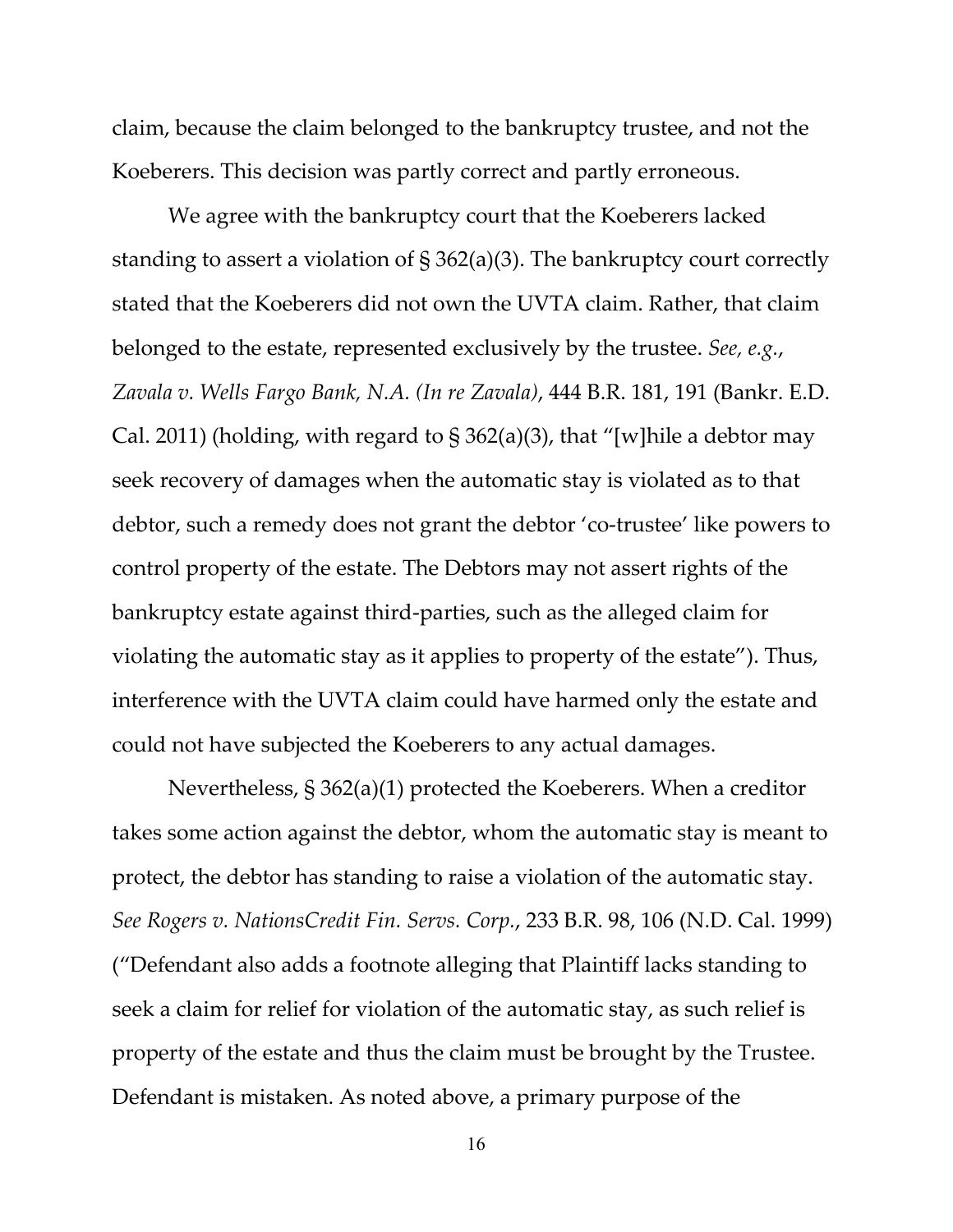claim, because the claim belonged to the bankruptcy trustee, and not the Koeberers. This decision was partly correct and partly erroneous.

We agree with the bankruptcy court that the Koeberers lacked standing to assert a violation of § 362(a)(3). The bankruptcy court correctly stated that the Koeberers did not own the UVTA claim. Rather, that claim belonged to the estate, represented exclusively by the trustee. *See, e.g.*, *Zavala v. Wells Fargo Bank, N.A. (In re Zavala)*, 444 B.R. 181, 191 (Bankr. E.D. Cal. 2011) (holding, with regard to § 362(a)(3), that "[w]hile a debtor may seek recovery of damages when the automatic stay is violated as to that debtor, such a remedy does not grant the debtor 'co-trustee' like powers to control property of the estate. The Debtors may not assert rights of the bankruptcy estate against third-parties, such as the alleged claim for violating the automatic stay as it applies to property of the estate"). Thus, interference with the UVTA claim could have harmed only the estate and could not have subjected the Koeberers to any actual damages.

Nevertheless, § 362(a)(1) protected the Koeberers. When a creditor takes some action against the debtor, whom the automatic stay is meant to protect, the debtor has standing to raise a violation of the automatic stay. *See Rogers v. NationsCredit Fin. Servs. Corp.*, 233 B.R. 98, 106 (N.D. Cal. 1999) ("Defendant also adds a footnote alleging that Plaintiff lacks standing to seek a claim for relief for violation of the automatic stay, as such relief is property of the estate and thus the claim must be brought by the Trustee. Defendant is mistaken. As noted above, a primary purpose of the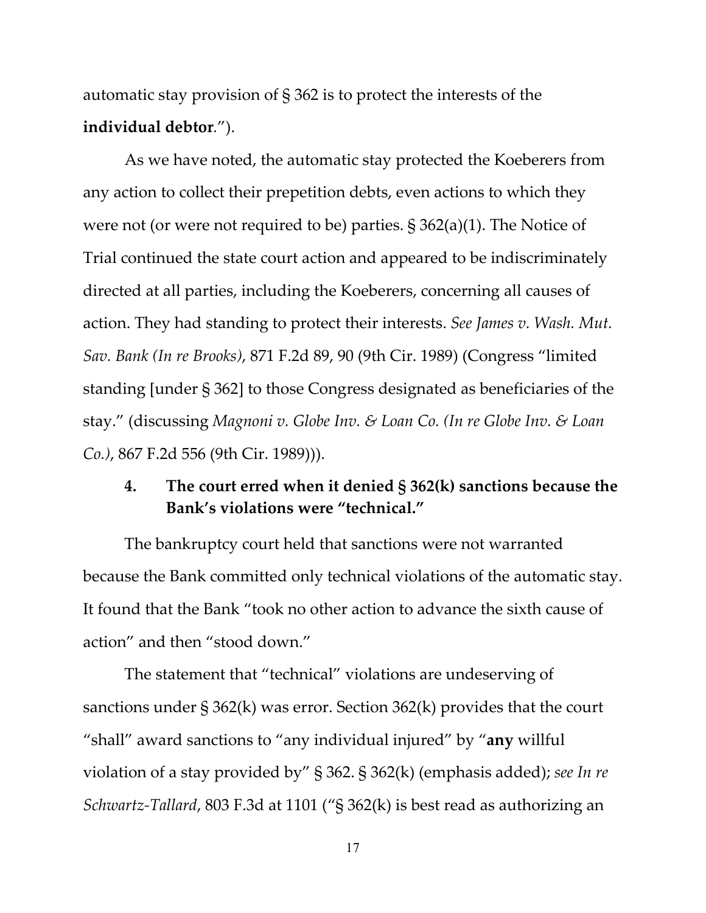automatic stay provision of § 362 is to protect the interests of the **individual debtor**.").

As we have noted, the automatic stay protected the Koeberers from any action to collect their prepetition debts, even actions to which they were not (or were not required to be) parties. § 362(a)(1). The Notice of Trial continued the state court action and appeared to be indiscriminately directed at all parties, including the Koeberers, concerning all causes of action. They had standing to protect their interests. *See James v. Wash. Mut. Sav. Bank (In re Brooks)*, 871 F.2d 89, 90 (9th Cir. 1989) (Congress "limited standing [under § 362] to those Congress designated as beneficiaries of the stay." (discussing *Magnoni v. Globe Inv. & Loan Co. (In re Globe Inv. & Loan Co.)*, 867 F.2d 556 (9th Cir. 1989))).

### 4. The court erred when it denied § 362(k) sanctions because the Bank's violations were "technical."

The bankruptcy court held that sanctions were not warranted because the Bank committed only technical violations of the automatic stay. It found that the Bank "took no other action to advance the sixth cause of action" and then "stood down."

The statement that "technical" violations are undeserving of sanctions under § 362(k) was error. Section 362(k) provides that the court "shall" award sanctions to "any individual injured" by "**any** willful violation of a stay provided by" § 362. § 362(k) (emphasis added); *see In re Schwartz-Tallard*, 803 F.3d at 1101 ("§ 362(k) is best read as authorizing an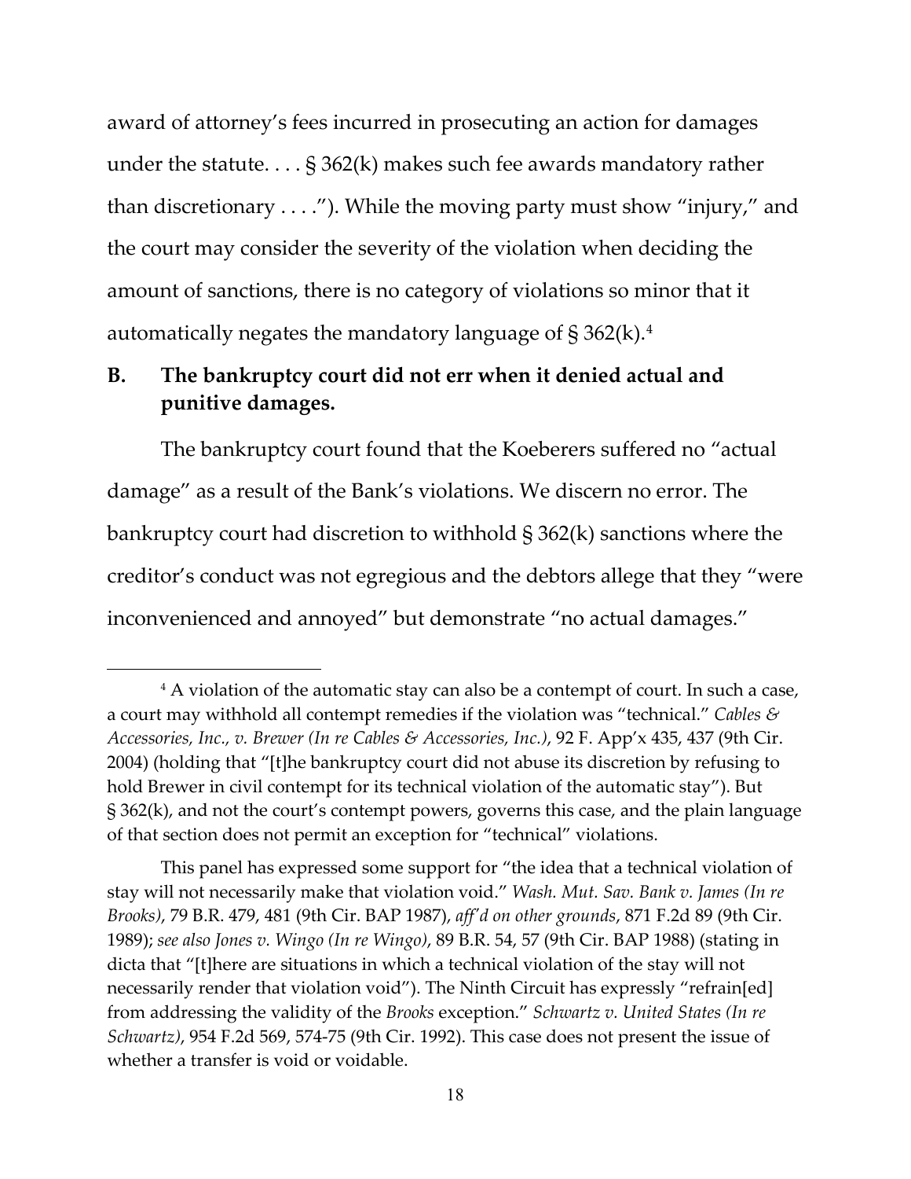award of attorney's fees incurred in prosecuting an action for damages under the statute. . . . § 362(k) makes such fee awards mandatory rather than discretionary . . . ."). While the moving party must show "injury," and the court may consider the severity of the violation when deciding the amount of sanctions, there is no category of violations so minor that it automatically negates the mandatory language of § 362(k).[4]

## B. The bankruptcy court did not err when it denied actual and punitive damages.

The bankruptcy court found that the Koeberers suffered no "actual damage" as a result of the Bank's violations. We discern no error. The bankruptcy court had discretion to withhold § 362(k) sanctions where the creditor's conduct was not egregious and the debtors allege that they "were inconvenienced and annoyed" but demonstrate "no actual damages."

---

[4] A violation of the automatic stay can also be a contempt of court. In such a case, a court may withhold all contempt remedies if the violation was "technical." *Cables & Accessories, Inc., v. Brewer (In re Cables & Accessories, Inc.)*, 92 F. App'x 435, 437 (9th Cir. 2004) (holding that "[t]he bankruptcy court did not abuse its discretion by refusing to hold Brewer in civil contempt for its technical violation of the automatic stay"). But § 362(k), and not the court's contempt powers, governs this case, and the plain language of that section does not permit an exception for "technical" violations.

This panel has expressed some support for "the idea that a technical violation of stay will not necessarily make that violation void." *Wash. Mut. Sav. Bank v. James (In re Brooks)*, 79 B.R. 479, 481 (9th Cir. BAP 1987), *aff'd on other grounds*, 871 F.2d 89 (9th Cir. 1989); *see also Jones v. Wingo (In re Wingo)*, 89 B.R. 54, 57 (9th Cir. BAP 1988) (stating in dicta that "[t]here are situations in which a technical violation of the stay will not necessarily render that violation void"). The Ninth Circuit has expressly "refrain[ed] from addressing the validity of the *Brooks* exception." *Schwartz v. United States (In re Schwartz)*, 954 F.2d 569, 574-75 (9th Cir. 1992). This case does not present the issue of whether a transfer is void or voidable.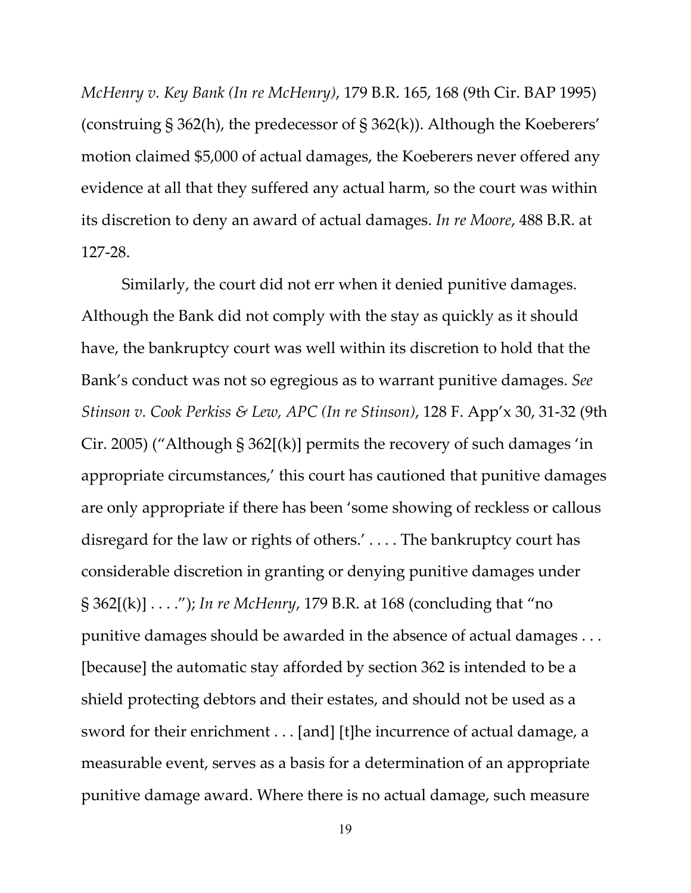*McHenry v. Key Bank (In re McHenry)*, 179 B.R. 165, 168 (9th Cir. BAP 1995) (construing § 362(h), the predecessor of § 362(k)). Although the Koeberers' motion claimed $5,000 of actual damages, the Koeberers never offered any evidence at all that they suffered any actual harm, so the court was within its discretion to deny an award of actual damages. *In re Moore*, 488 B.R. at 127-28.

Similarly, the court did not err when it denied punitive damages. Although the Bank did not comply with the stay as quickly as it should have, the bankruptcy court was well within its discretion to hold that the Bank's conduct was not so egregious as to warrant punitive damages. *See Stinson v. Cook Perkiss & Lew, APC (In re Stinson)*, 128 F. App'x 30, 31-32 (9th Cir. 2005) ("Although § 362[(k)] permits the recovery of such damages 'in appropriate circumstances,' this court has cautioned that punitive damages are only appropriate if there has been 'some showing of reckless or callous disregard for the law or rights of others.' . . . . The bankruptcy court has considerable discretion in granting or denying punitive damages under § 362[(k)] . . . ."); *In re McHenry*, 179 B.R. at 168 (concluding that "no punitive damages should be awarded in the absence of actual damages . . . [because] the automatic stay afforded by section 362 is intended to be a shield protecting debtors and their estates, and should not be used as a sword for their enrichment . . . [and] [t]he incurrence of actual damage, a measurable event, serves as a basis for a determination of an appropriate punitive damage award. Where there is no actual damage, such measure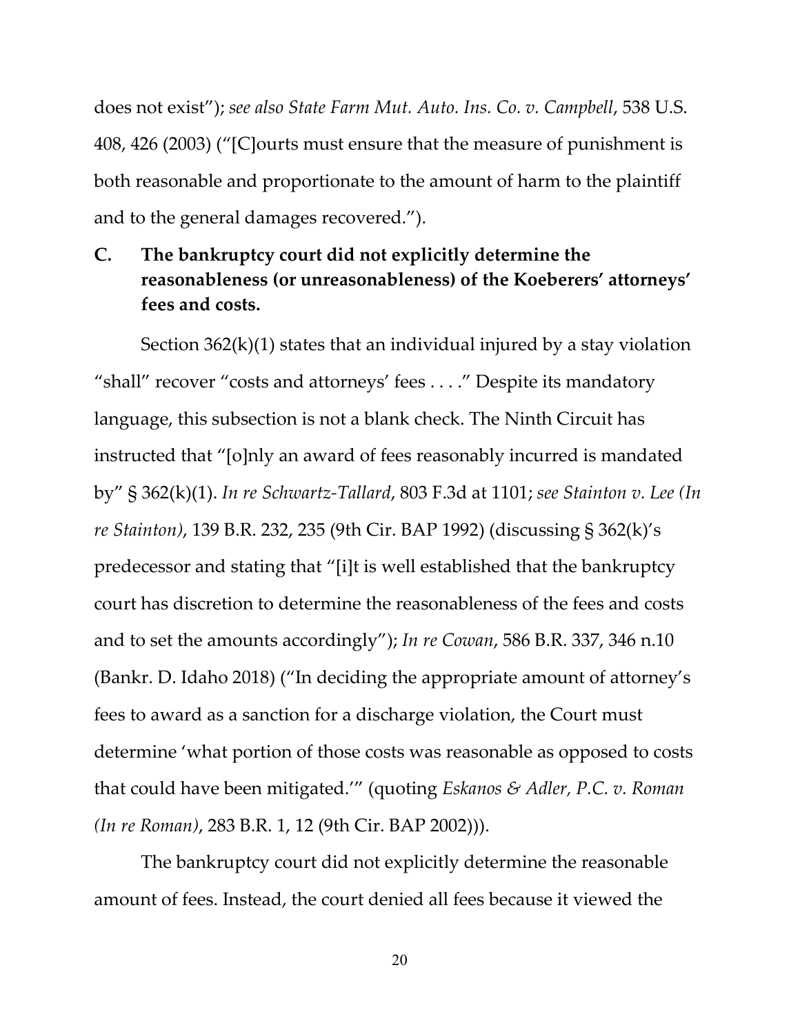does not exist"); *see also State Farm Mut. Auto. Ins. Co. v. Campbell*, 538 U.S. 408, 426 (2003) ("[C]ourts must ensure that the measure of punishment is both reasonable and proportionate to the amount of harm to the plaintiff and to the general damages recovered.").

### C. The bankruptcy court did not explicitly determine the reasonableness (or unreasonableness) of the Koeberers' attorneys' fees and costs.

Section 362(k)(1) states that an individual injured by a stay violation "shall" recover "costs and attorneys' fees . . . ." Despite its mandatory language, this subsection is not a blank check. The Ninth Circuit has instructed that "[o]nly an award of fees reasonably incurred is mandated by" § 362(k)(1). *In re Schwartz-Tallard*, 803 F.3d at 1101; *see Stainton v. Lee (In re Stainton)*, 139 B.R. 232, 235 (9th Cir. BAP 1992) (discussing § 362(k)'s predecessor and stating that "[i]t is well established that the bankruptcy court has discretion to determine the reasonableness of the fees and costs and to set the amounts accordingly"); *In re Cowan*, 586 B.R. 337, 346 n.10 (Bankr. D. Idaho 2018) ("In deciding the appropriate amount of attorney's fees to award as a sanction for a discharge violation, the Court must determine 'what portion of those costs was reasonable as opposed to costs that could have been mitigated.'" (quoting *Eskanos & Adler, P.C. v. Roman (In re Roman)*, 283 B.R. 1, 12 (9th Cir. BAP 2002))).

The bankruptcy court did not explicitly determine the reasonable amount of fees. Instead, the court denied all fees because it viewed the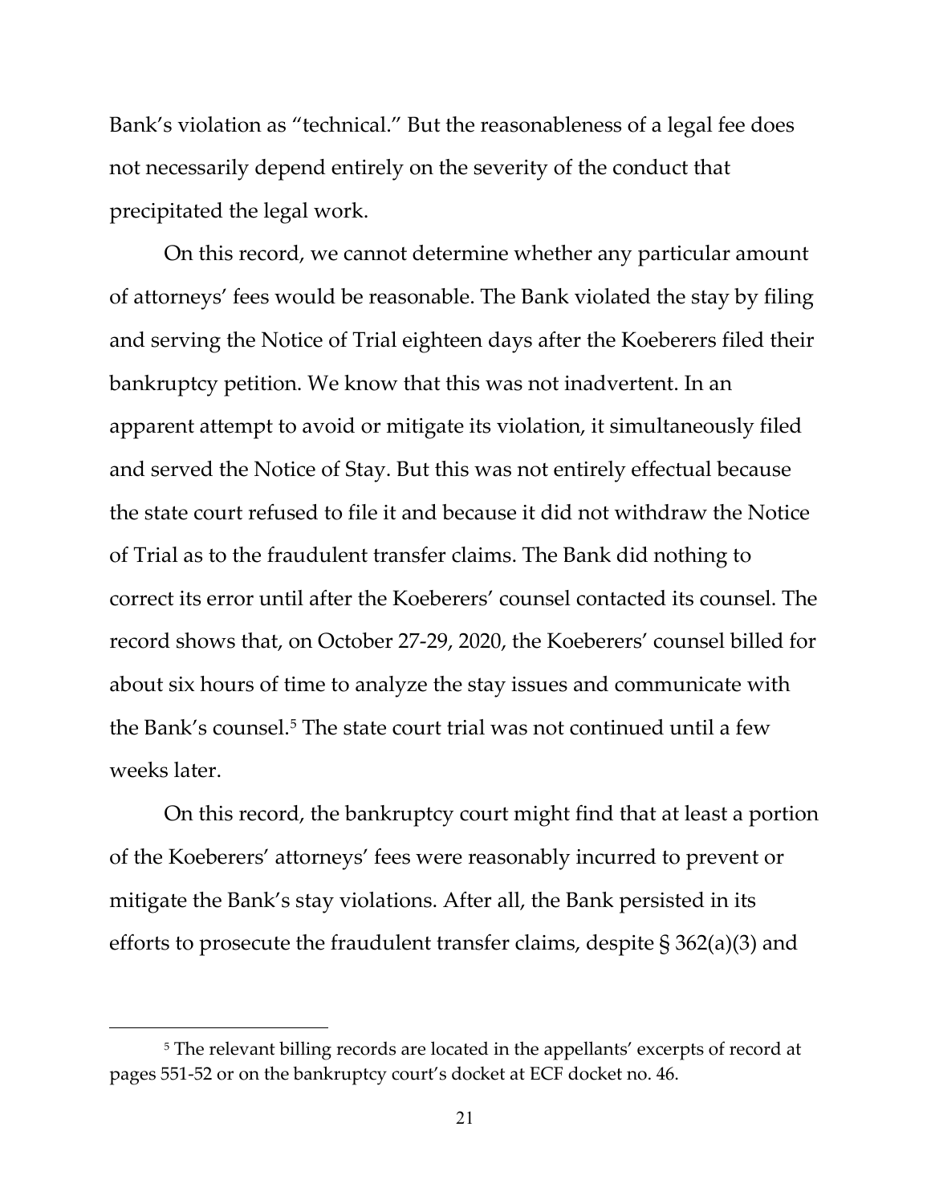Bank's violation as "technical." But the reasonableness of a legal fee does not necessarily depend entirely on the severity of the conduct that precipitated the legal work.

On this record, we cannot determine whether any particular amount of attorneys' fees would be reasonable. The Bank violated the stay by filing and serving the Notice of Trial eighteen days after the Koeberers filed their bankruptcy petition. We know that this was not inadvertent. In an apparent attempt to avoid or mitigate its violation, it simultaneously filed and served the Notice of Stay. But this was not entirely effectual because the state court refused to file it and because it did not withdraw the Notice of Trial as to the fraudulent transfer claims. The Bank did nothing to correct its error until after the Koeberers' counsel contacted its counsel. The record shows that, on October 27-29, 2020, the Koeberers' counsel billed for about six hours of time to analyze the stay issues and communicate with the Bank's counsel.[5] The state court trial was not continued until a few weeks later.

On this record, the bankruptcy court might find that at least a portion of the Koeberers' attorneys' fees were reasonably incurred to prevent or mitigate the Bank's stay violations. After all, the Bank persisted in its efforts to prosecute the fraudulent transfer claims, despite § 362(a)(3) and

---

[5] The relevant billing records are located in the appellants' excerpts of record at pages 551-52 or on the bankruptcy court's docket at ECF docket no. 46.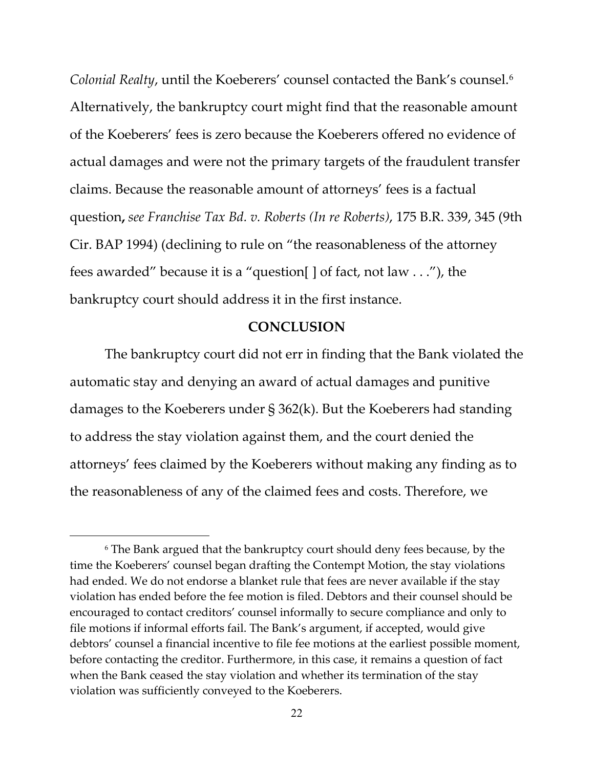*Colonial Realty*, until the Koeberers' counsel contacted the Bank's counsel.[6] Alternatively, the bankruptcy court might find that the reasonable amount of the Koeberers' fees is zero because the Koeberers offered no evidence of actual damages and were not the primary targets of the fraudulent transfer claims. Because the reasonable amount of attorneys' fees is a factual question**,** *see Franchise Tax Bd. v. Roberts (In re Roberts)*, 175 B.R. 339, 345 (9th Cir. BAP 1994) (declining to rule on "the reasonableness of the attorney fees awarded" because it is a "question[ ] of fact, not law . . ."), the bankruptcy court should address it in the first instance.

## CONCLUSION

The bankruptcy court did not err in finding that the Bank violated the automatic stay and denying an award of actual damages and punitive damages to the Koeberers under § 362(k). But the Koeberers had standing to address the stay violation against them, and the court denied the attorneys' fees claimed by the Koeberers without making any finding as to the reasonableness of any of the claimed fees and costs. Therefore, we

---

[6] The Bank argued that the bankruptcy court should deny fees because, by the time the Koeberers' counsel began drafting the Contempt Motion, the stay violations had ended. We do not endorse a blanket rule that fees are never available if the stay violation has ended before the fee motion is filed. Debtors and their counsel should be encouraged to contact creditors' counsel informally to secure compliance and only to file motions if informal efforts fail. The Bank's argument, if accepted, would give debtors' counsel a financial incentive to file fee motions at the earliest possible moment, before contacting the creditor. Furthermore, in this case, it remains a question of fact when the Bank ceased the stay violation and whether its termination of the stay violation was sufficiently conveyed to the Koeberers.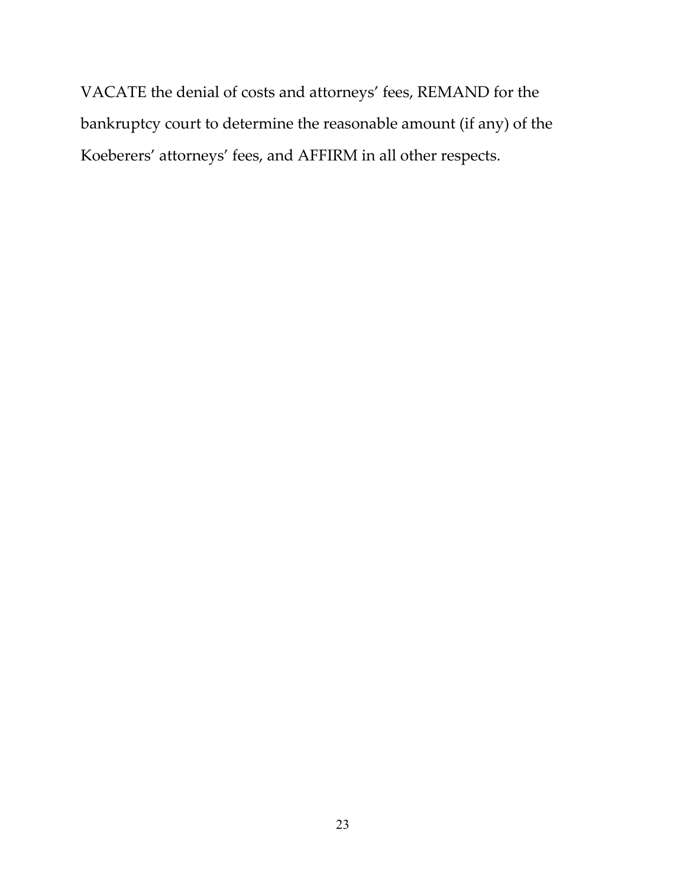VACATE the denial of costs and attorneys' fees, REMAND for the bankruptcy court to determine the reasonable amount (if any) of the Koeberers' attorneys' fees, and AFFIRM in all other respects.